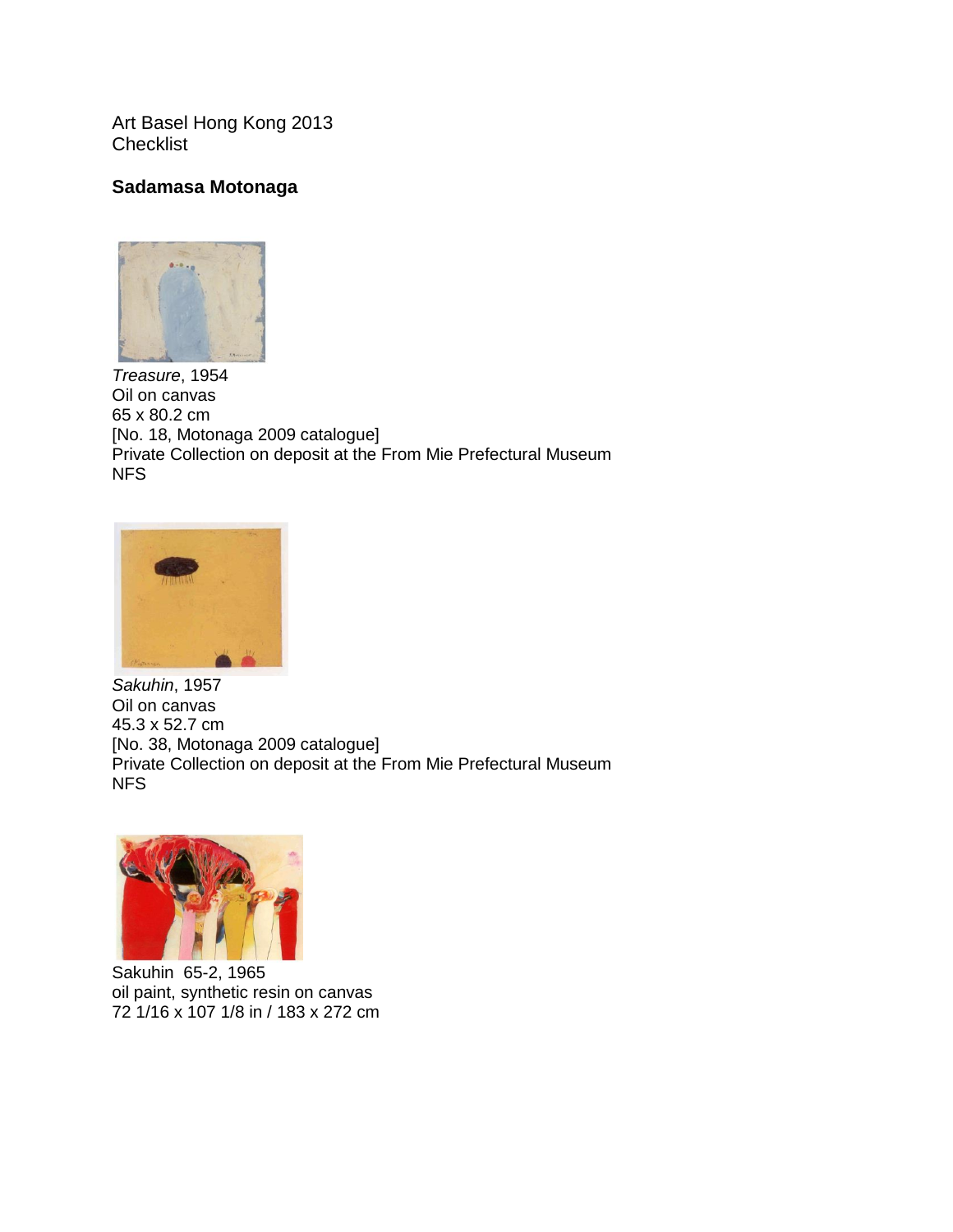Art Basel Hong Kong 2013
Checklist

**Sadamasa Motonaga**

*Treasure*, 1954
Oil on canvas
65 x 80.2 cm
[No. 18, Motonaga 2009 catalogue]
Private Collection on deposit at the From Mie Prefectural Museum
NFS

*Sakuhin*, 1957
Oil on canvas
45.3 x 52.7 cm
[No. 38, Motonaga 2009 catalogue]
Private Collection on deposit at the From Mie Prefectural Museum
NFS

Sakuhin 65-2, 1965
oil paint, synthetic resin on canvas
72 1/16 x 107 1/8 in / 183 x 272 cm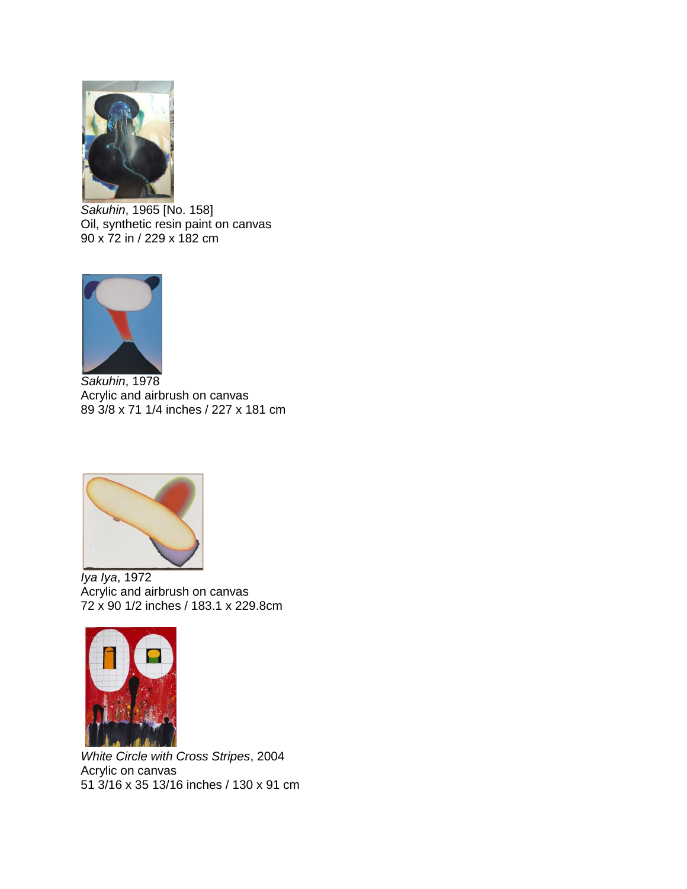*Sakuhin*, 1965 [No. 158]
Oil, synthetic resin paint on canvas
90 x 72 in / 229 x 182 cm

*Sakuhin*, 1978
Acrylic and airbrush on canvas
89 3/8 x 71 1/4 inches / 227 x 181 cm

*Iya Iya*, 1972
Acrylic and airbrush on canvas
72 x 90 1/2 inches / 183.1 x 229.8cm

*White Circle with Cross Stripes*, 2004
Acrylic on canvas
51 3/16 x 35 13/16 inches / 130 x 91 cm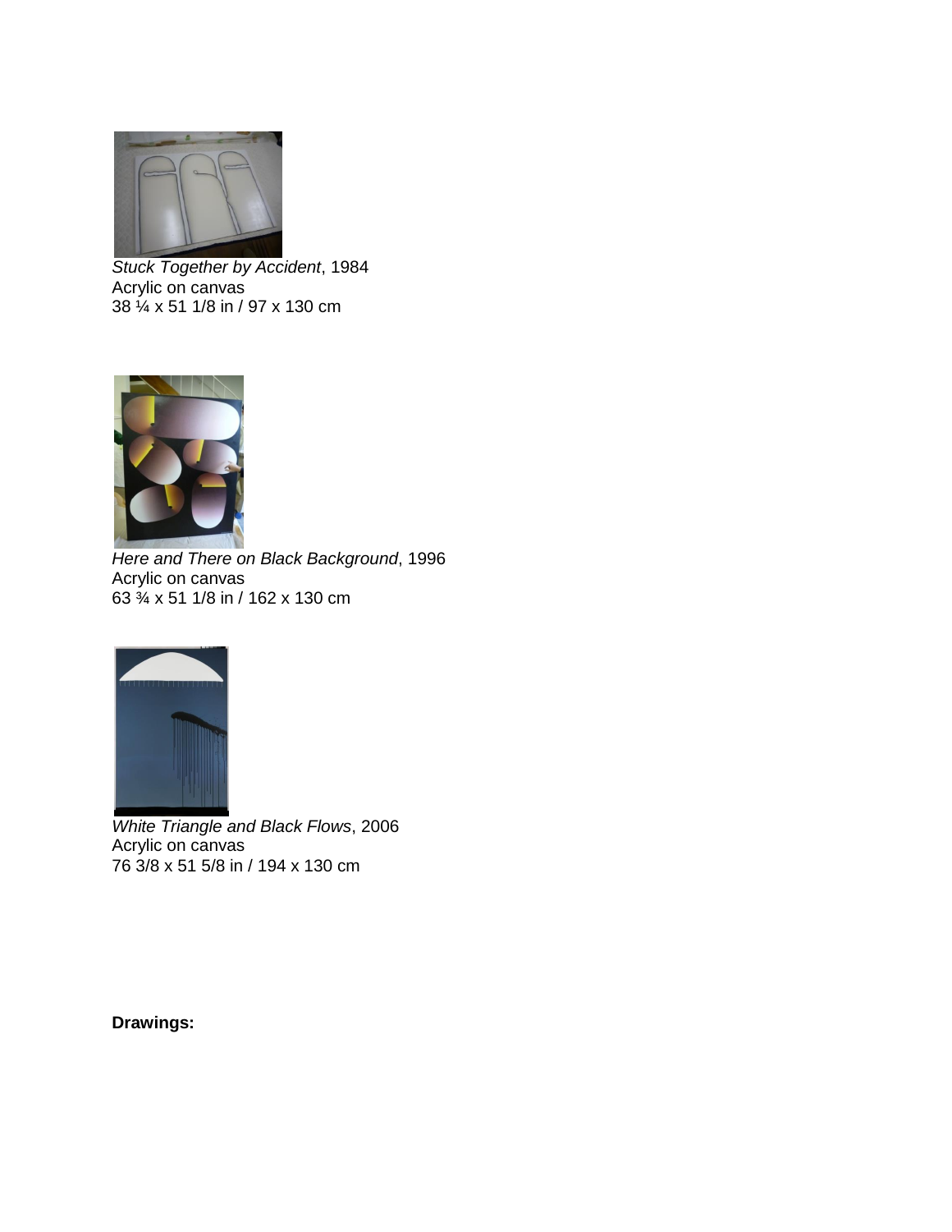*Stuck Together by Accident*, 1984
Acrylic on canvas
38 ¼ x 51 1/8 in / 97 x 130 cm

*Here and There on Black Background*, 1996
Acrylic on canvas
63 ¾ x 51 1/8 in / 162 x 130 cm

*White Triangle and Black Flows*, 2006
Acrylic on canvas
76 3/8 x 51 5/8 in / 194 x 130 cm

**Drawings:**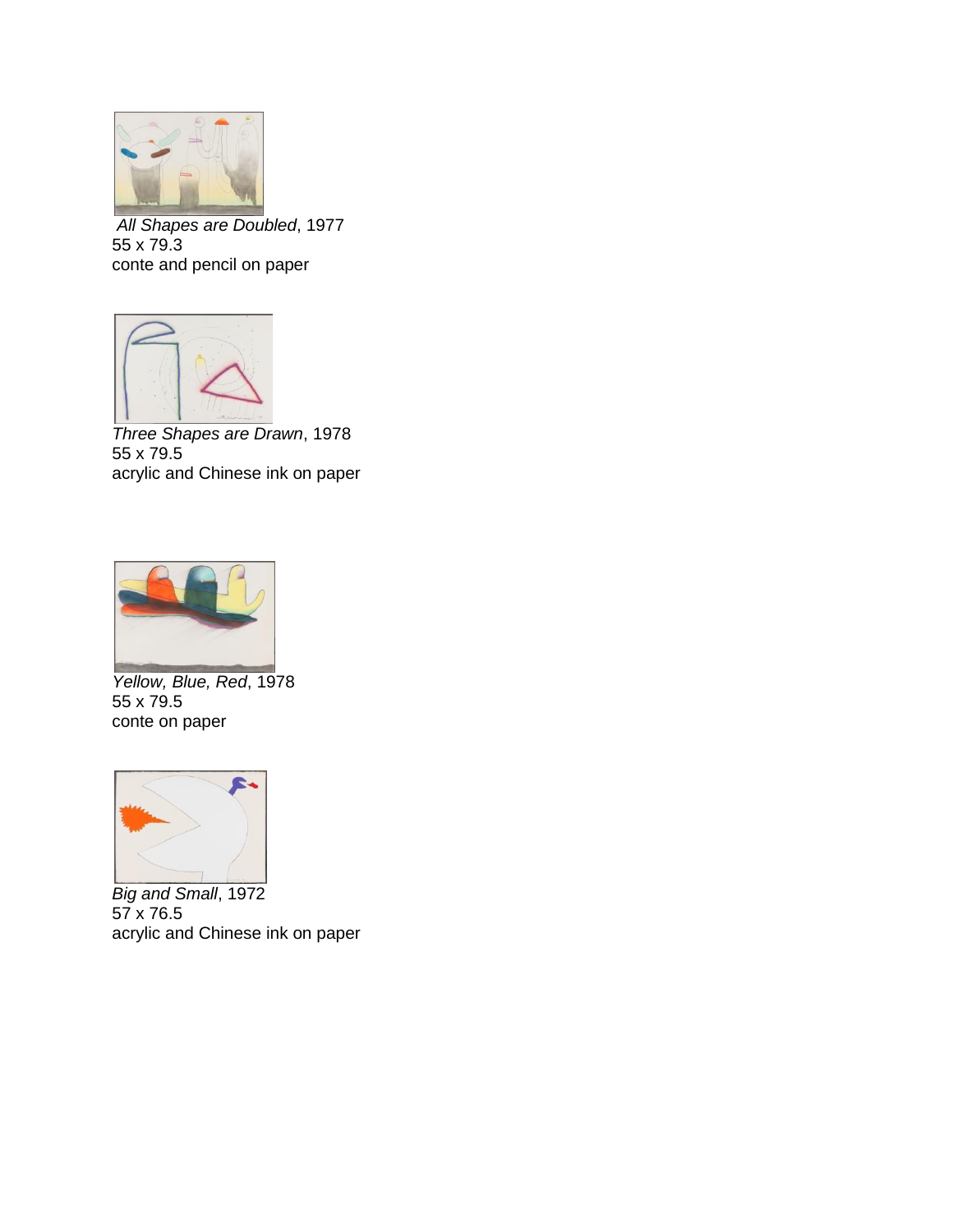*All Shapes are Doubled*, 1977
55 x 79.3
conte and pencil on paper

*Three Shapes are Drawn*, 1978
55 x 79.5
acrylic and Chinese ink on paper

*Yellow, Blue, Red*, 1978
55 x 79.5
conte on paper

*Big and Small*, 1972
57 x 76.5
acrylic and Chinese ink on paper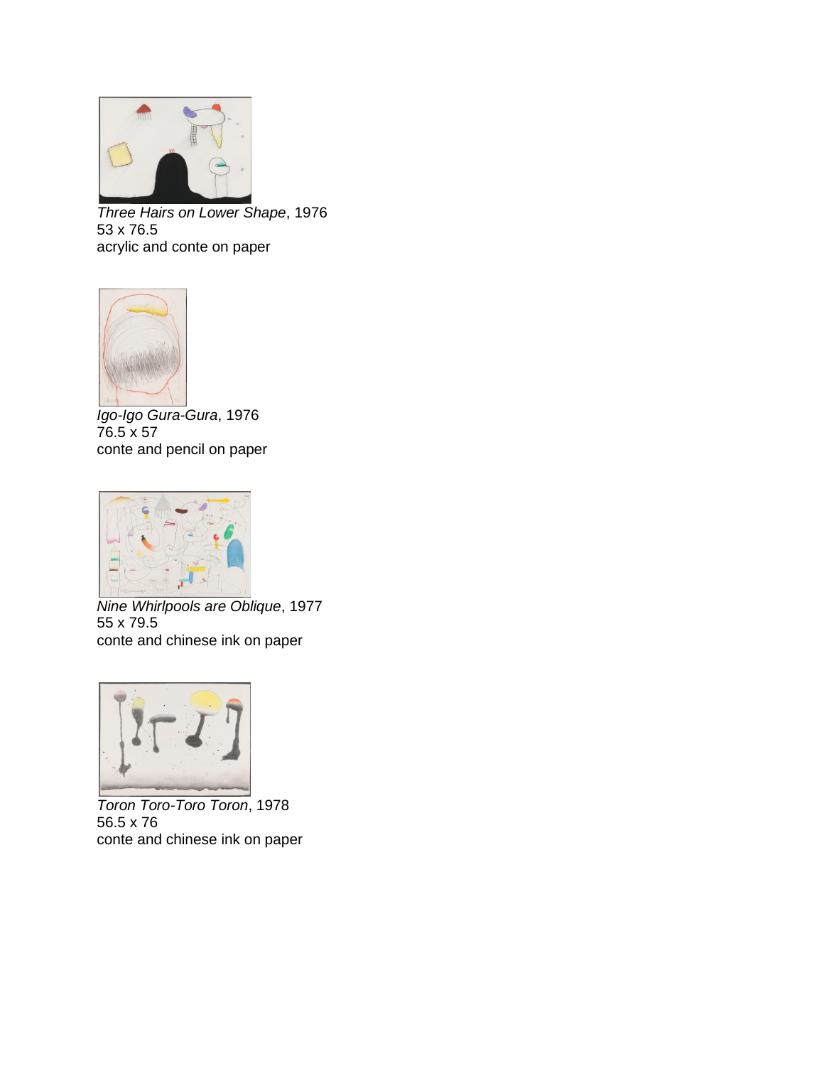*Three Hairs on Lower Shape*, 1976
53 x 76.5
acrylic and conte on paper

*Igo-Igo Gura-Gura*, 1976
76.5 x 57
conte and pencil on paper

*Nine Whirlpools are Oblique*, 1977
55 x 79.5
conte and chinese ink on paper

*Toron Toro-Toro Toron*, 1978
56.5 x 76
conte and chinese ink on paper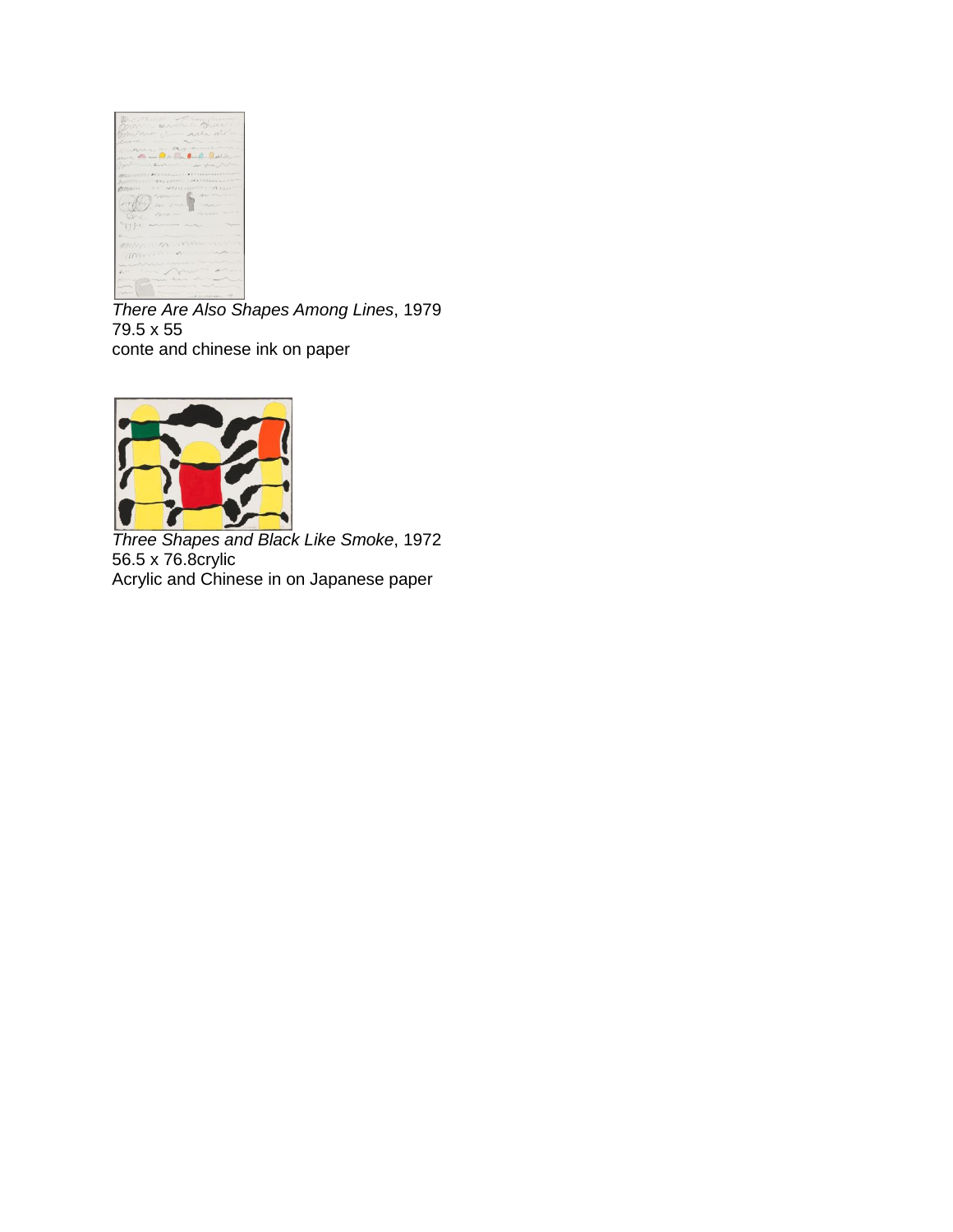*There Are Also Shapes Among Lines*, 1979
79.5 x 55
conte and chinese ink on paper

*Three Shapes and Black Like Smoke*, 1972
56.5 x 76.8crylic
Acrylic and Chinese in on Japanese paper